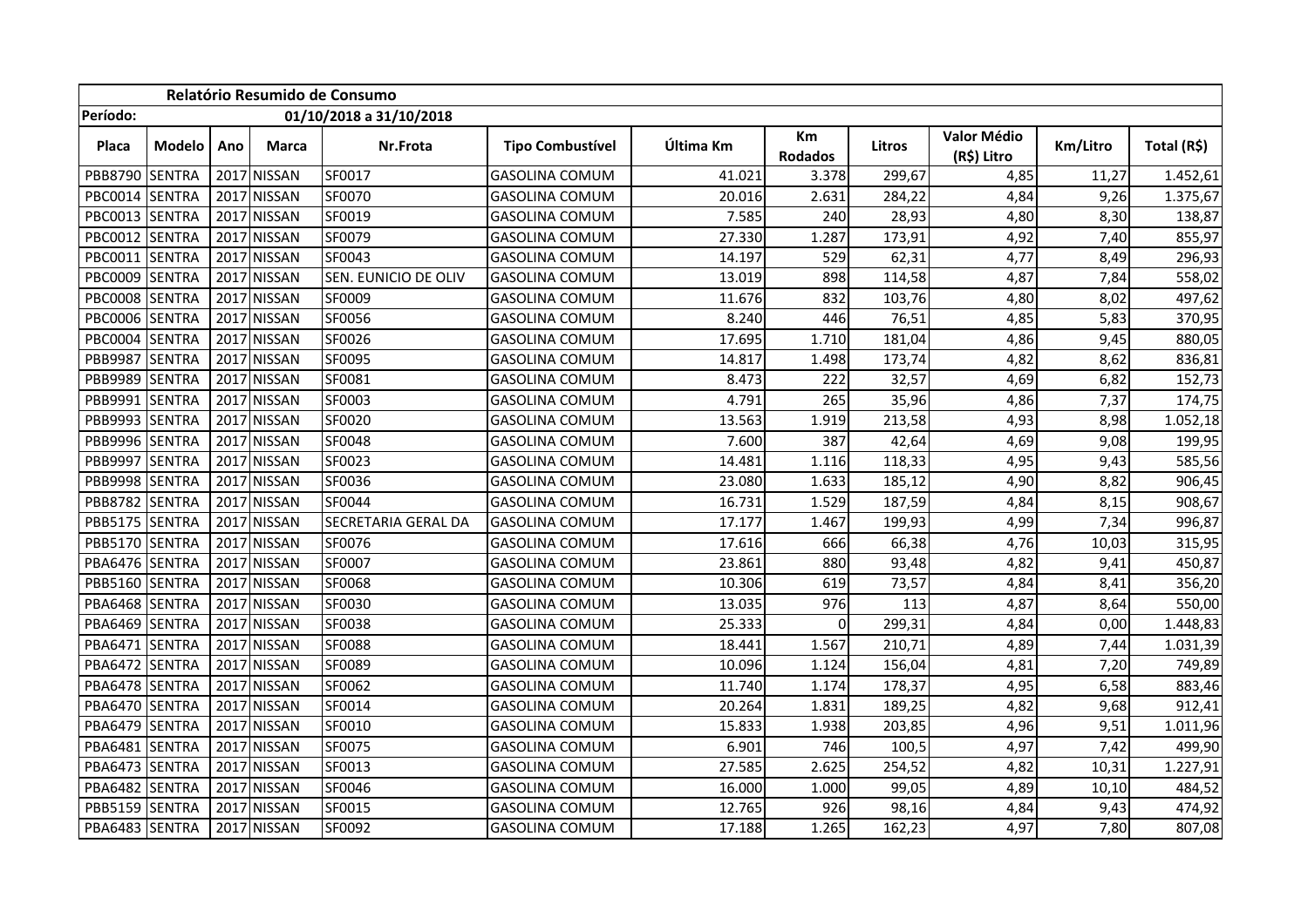**Relatório Resumido de Consumo**

**Período:** 01/10/2018 a 31/10/2018

| Placa | Modelo | Ano | Marca | Nr.Frota | Tipo Combustível | Última Km | Km Rodados | Litros | Valor Médio (R$) Litro | Km/Litro | Total (R$) |
|---|---|---|---|---|---|---|---|---|---|---|---|
| PBB8790 | SENTRA | 2017 | NISSAN | SF0017 | GASOLINA COMUM | 41.021 | 3.378 | 299,67 | 4,85 | 11,27 | 1.452,61 |
| PBC0014 | SENTRA | 2017 | NISSAN | SF0070 | GASOLINA COMUM | 20.016 | 2.631 | 284,22 | 4,84 | 9,26 | 1.375,67 |
| PBC0013 | SENTRA | 2017 | NISSAN | SF0019 | GASOLINA COMUM | 7.585 | 240 | 28,93 | 4,80 | 8,30 | 138,87 |
| PBC0012 | SENTRA | 2017 | NISSAN | SF0079 | GASOLINA COMUM | 27.330 | 1.287 | 173,91 | 4,92 | 7,40 | 855,97 |
| PBC0011 | SENTRA | 2017 | NISSAN | SF0043 | GASOLINA COMUM | 14.197 | 529 | 62,31 | 4,77 | 8,49 | 296,93 |
| PBC0009 | SENTRA | 2017 | NISSAN | SEN. EUNICIO DE OLIV | GASOLINA COMUM | 13.019 | 898 | 114,58 | 4,87 | 7,84 | 558,02 |
| PBC0008 | SENTRA | 2017 | NISSAN | SF0009 | GASOLINA COMUM | 11.676 | 832 | 103,76 | 4,80 | 8,02 | 497,62 |
| PBC0006 | SENTRA | 2017 | NISSAN | SF0056 | GASOLINA COMUM | 8.240 | 446 | 76,51 | 4,85 | 5,83 | 370,95 |
| PBC0004 | SENTRA | 2017 | NISSAN | SF0026 | GASOLINA COMUM | 17.695 | 1.710 | 181,04 | 4,86 | 9,45 | 880,05 |
| PBB9987 | SENTRA | 2017 | NISSAN | SF0095 | GASOLINA COMUM | 14.817 | 1.498 | 173,74 | 4,82 | 8,62 | 836,81 |
| PBB9989 | SENTRA | 2017 | NISSAN | SF0081 | GASOLINA COMUM | 8.473 | 222 | 32,57 | 4,69 | 6,82 | 152,73 |
| PBB9991 | SENTRA | 2017 | NISSAN | SF0003 | GASOLINA COMUM | 4.791 | 265 | 35,96 | 4,86 | 7,37 | 174,75 |
| PBB9993 | SENTRA | 2017 | NISSAN | SF0020 | GASOLINA COMUM | 13.563 | 1.919 | 213,58 | 4,93 | 8,98 | 1.052,18 |
| PBB9996 | SENTRA | 2017 | NISSAN | SF0048 | GASOLINA COMUM | 7.600 | 387 | 42,64 | 4,69 | 9,08 | 199,95 |
| PBB9997 | SENTRA | 2017 | NISSAN | SF0023 | GASOLINA COMUM | 14.481 | 1.116 | 118,33 | 4,95 | 9,43 | 585,56 |
| PBB9998 | SENTRA | 2017 | NISSAN | SF0036 | GASOLINA COMUM | 23.080 | 1.633 | 185,12 | 4,90 | 8,82 | 906,45 |
| PBB8782 | SENTRA | 2017 | NISSAN | SF0044 | GASOLINA COMUM | 16.731 | 1.529 | 187,59 | 4,84 | 8,15 | 908,67 |
| PBB5175 | SENTRA | 2017 | NISSAN | SECRETARIA GERAL DA | GASOLINA COMUM | 17.177 | 1.467 | 199,93 | 4,99 | 7,34 | 996,87 |
| PBB5170 | SENTRA | 2017 | NISSAN | SF0076 | GASOLINA COMUM | 17.616 | 666 | 66,38 | 4,76 | 10,03 | 315,95 |
| PBA6476 | SENTRA | 2017 | NISSAN | SF0007 | GASOLINA COMUM | 23.861 | 880 | 93,48 | 4,82 | 9,41 | 450,87 |
| PBB5160 | SENTRA | 2017 | NISSAN | SF0068 | GASOLINA COMUM | 10.306 | 619 | 73,57 | 4,84 | 8,41 | 356,20 |
| PBA6468 | SENTRA | 2017 | NISSAN | SF0030 | GASOLINA COMUM | 13.035 | 976 | 113 | 4,87 | 8,64 | 550,00 |
| PBA6469 | SENTRA | 2017 | NISSAN | SF0038 | GASOLINA COMUM | 25.333 | 0 | 299,31 | 4,84 | 0,00 | 1.448,83 |
| PBA6471 | SENTRA | 2017 | NISSAN | SF0088 | GASOLINA COMUM | 18.441 | 1.567 | 210,71 | 4,89 | 7,44 | 1.031,39 |
| PBA6472 | SENTRA | 2017 | NISSAN | SF0089 | GASOLINA COMUM | 10.096 | 1.124 | 156,04 | 4,81 | 7,20 | 749,89 |
| PBA6478 | SENTRA | 2017 | NISSAN | SF0062 | GASOLINA COMUM | 11.740 | 1.174 | 178,37 | 4,95 | 6,58 | 883,46 |
| PBA6470 | SENTRA | 2017 | NISSAN | SF0014 | GASOLINA COMUM | 20.264 | 1.831 | 189,25 | 4,82 | 9,68 | 912,41 |
| PBA6479 | SENTRA | 2017 | NISSAN | SF0010 | GASOLINA COMUM | 15.833 | 1.938 | 203,85 | 4,96 | 9,51 | 1.011,96 |
| PBA6481 | SENTRA | 2017 | NISSAN | SF0075 | GASOLINA COMUM | 6.901 | 746 | 100,5 | 4,97 | 7,42 | 499,90 |
| PBA6473 | SENTRA | 2017 | NISSAN | SF0013 | GASOLINA COMUM | 27.585 | 2.625 | 254,52 | 4,82 | 10,31 | 1.227,91 |
| PBA6482 | SENTRA | 2017 | NISSAN | SF0046 | GASOLINA COMUM | 16.000 | 1.000 | 99,05 | 4,89 | 10,10 | 484,52 |
| PBB5159 | SENTRA | 2017 | NISSAN | SF0015 | GASOLINA COMUM | 12.765 | 926 | 98,16 | 4,84 | 9,43 | 474,92 |
| PBA6483 | SENTRA | 2017 | NISSAN | SF0092 | GASOLINA COMUM | 17.188 | 1.265 | 162,23 | 4,97 | 7,80 | 807,08 |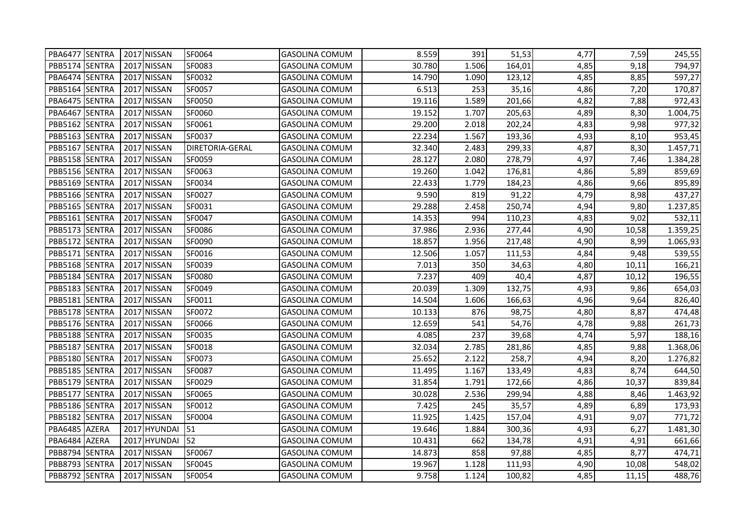| | | | | | | | | | | |
|---|---|---|---|---|---|---|---|---|---|---|
| PBA6477 | SENTRA | 2017 | NISSAN | SF0064 | GASOLINA COMUM | 8.559 | 391 | 51,53 | 4,77 | 7,59 | 245,55 |
| PBB5174 | SENTRA | 2017 | NISSAN | SF0083 | GASOLINA COMUM | 30.780 | 1.506 | 164,01 | 4,85 | 9,18 | 794,97 |
| PBA6474 | SENTRA | 2017 | NISSAN | SF0032 | GASOLINA COMUM | 14.790 | 1.090 | 123,12 | 4,85 | 8,85 | 597,27 |
| PBB5164 | SENTRA | 2017 | NISSAN | SF0057 | GASOLINA COMUM | 6.513 | 253 | 35,16 | 4,86 | 7,20 | 170,87 |
| PBA6475 | SENTRA | 2017 | NISSAN | SF0050 | GASOLINA COMUM | 19.116 | 1.589 | 201,66 | 4,82 | 7,88 | 972,43 |
| PBA6467 | SENTRA | 2017 | NISSAN | SF0060 | GASOLINA COMUM | 19.152 | 1.707 | 205,63 | 4,89 | 8,30 | 1.004,75 |
| PBB5162 | SENTRA | 2017 | NISSAN | SF0061 | GASOLINA COMUM | 29.200 | 2.018 | 202,24 | 4,83 | 9,98 | 977,32 |
| PBB5163 | SENTRA | 2017 | NISSAN | SF0037 | GASOLINA COMUM | 22.234 | 1.567 | 193,36 | 4,93 | 8,10 | 953,45 |
| PBB5167 | SENTRA | 2017 | NISSAN | DIRETORIA-GERAL | GASOLINA COMUM | 32.340 | 2.483 | 299,33 | 4,87 | 8,30 | 1.457,71 |
| PBB5158 | SENTRA | 2017 | NISSAN | SF0059 | GASOLINA COMUM | 28.127 | 2.080 | 278,79 | 4,97 | 7,46 | 1.384,28 |
| PBB5156 | SENTRA | 2017 | NISSAN | SF0063 | GASOLINA COMUM | 19.260 | 1.042 | 176,81 | 4,86 | 5,89 | 859,69 |
| PBB5169 | SENTRA | 2017 | NISSAN | SF0034 | GASOLINA COMUM | 22.433 | 1.779 | 184,23 | 4,86 | 9,66 | 895,89 |
| PBB5166 | SENTRA | 2017 | NISSAN | SF0027 | GASOLINA COMUM | 9.590 | 819 | 91,22 | 4,79 | 8,98 | 437,27 |
| PBB5165 | SENTRA | 2017 | NISSAN | SF0031 | GASOLINA COMUM | 29.288 | 2.458 | 250,74 | 4,94 | 9,80 | 1.237,85 |
| PBB5161 | SENTRA | 2017 | NISSAN | SF0047 | GASOLINA COMUM | 14.353 | 994 | 110,23 | 4,83 | 9,02 | 532,11 |
| PBB5173 | SENTRA | 2017 | NISSAN | SF0086 | GASOLINA COMUM | 37.986 | 2.936 | 277,44 | 4,90 | 10,58 | 1.359,25 |
| PBB5172 | SENTRA | 2017 | NISSAN | SF0090 | GASOLINA COMUM | 18.857 | 1.956 | 217,48 | 4,90 | 8,99 | 1.065,93 |
| PBB5171 | SENTRA | 2017 | NISSAN | SF0016 | GASOLINA COMUM | 12.506 | 1.057 | 111,53 | 4,84 | 9,48 | 539,55 |
| PBB5168 | SENTRA | 2017 | NISSAN | SF0039 | GASOLINA COMUM | 7.013 | 350 | 34,63 | 4,80 | 10,11 | 166,21 |
| PBB5184 | SENTRA | 2017 | NISSAN | SF0080 | GASOLINA COMUM | 7.237 | 409 | 40,4 | 4,87 | 10,12 | 196,55 |
| PBB5183 | SENTRA | 2017 | NISSAN | SF0049 | GASOLINA COMUM | 20.039 | 1.309 | 132,75 | 4,93 | 9,86 | 654,03 |
| PBB5181 | SENTRA | 2017 | NISSAN | SF0011 | GASOLINA COMUM | 14.504 | 1.606 | 166,63 | 4,96 | 9,64 | 826,40 |
| PBB5178 | SENTRA | 2017 | NISSAN | SF0072 | GASOLINA COMUM | 10.133 | 876 | 98,75 | 4,80 | 8,87 | 474,48 |
| PBB5176 | SENTRA | 2017 | NISSAN | SF0066 | GASOLINA COMUM | 12.659 | 541 | 54,76 | 4,78 | 9,88 | 261,73 |
| PBB5188 | SENTRA | 2017 | NISSAN | SF0035 | GASOLINA COMUM | 4.085 | 237 | 39,68 | 4,74 | 5,97 | 188,16 |
| PBB5187 | SENTRA | 2017 | NISSAN | SF0018 | GASOLINA COMUM | 32.034 | 2.785 | 281,86 | 4,85 | 9,88 | 1.368,06 |
| PBB5180 | SENTRA | 2017 | NISSAN | SF0073 | GASOLINA COMUM | 25.652 | 2.122 | 258,7 | 4,94 | 8,20 | 1.276,82 |
| PBB5185 | SENTRA | 2017 | NISSAN | SF0087 | GASOLINA COMUM | 11.495 | 1.167 | 133,49 | 4,83 | 8,74 | 644,50 |
| PBB5179 | SENTRA | 2017 | NISSAN | SF0029 | GASOLINA COMUM | 31.854 | 1.791 | 172,66 | 4,86 | 10,37 | 839,84 |
| PBB5177 | SENTRA | 2017 | NISSAN | SF0065 | GASOLINA COMUM | 30.028 | 2.536 | 299,94 | 4,88 | 8,46 | 1.463,92 |
| PBB5186 | SENTRA | 2017 | NISSAN | SF0012 | GASOLINA COMUM | 7.425 | 245 | 35,57 | 4,89 | 6,89 | 173,93 |
| PBB5182 | SENTRA | 2017 | NISSAN | SF0004 | GASOLINA COMUM | 11.925 | 1.425 | 157,04 | 4,91 | 9,07 | 771,72 |
| PBA6485 | AZERA | 2017 | HYUNDAI | 51 | GASOLINA COMUM | 19.646 | 1.884 | 300,36 | 4,93 | 6,27 | 1.481,30 |
| PBA6484 | AZERA | 2017 | HYUNDAI | 52 | GASOLINA COMUM | 10.431 | 662 | 134,78 | 4,91 | 4,91 | 661,66 |
| PBB8794 | SENTRA | 2017 | NISSAN | SF0067 | GASOLINA COMUM | 14.873 | 858 | 97,88 | 4,85 | 8,77 | 474,71 |
| PBB8793 | SENTRA | 2017 | NISSAN | SF0045 | GASOLINA COMUM | 19.967 | 1.128 | 111,93 | 4,90 | 10,08 | 548,02 |
| PBB8792 | SENTRA | 2017 | NISSAN | SF0054 | GASOLINA COMUM | 9.758 | 1.124 | 100,82 | 4,85 | 11,15 | 488,76 |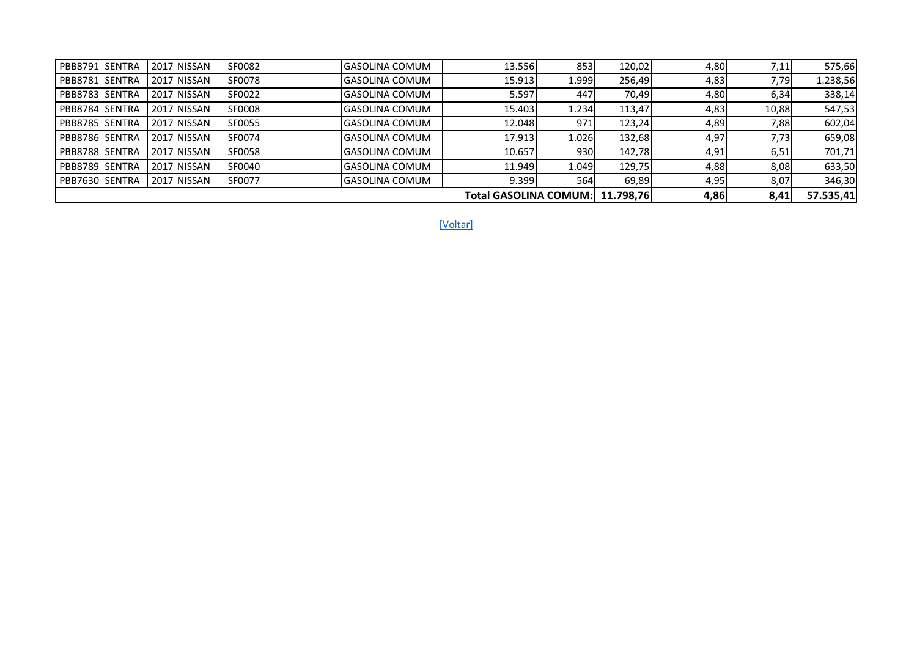| | | | | | | | | | | | |
|---|---|---|---|---|---|---|---|---|---|---|---|
| PBB8791 | SENTRA | 2017 | NISSAN | SF0082 | GASOLINA COMUM | 13.556 | 853 | 120,02 | 4,80 | 7,11 | 575,66 |
| PBB8781 | SENTRA | 2017 | NISSAN | SF0078 | GASOLINA COMUM | 15.913 | 1.999 | 256,49 | 4,83 | 7,79 | 1.238,56 |
| PBB8783 | SENTRA | 2017 | NISSAN | SF0022 | GASOLINA COMUM | 5.597 | 447 | 70,49 | 4,80 | 6,34 | 338,14 |
| PBB8784 | SENTRA | 2017 | NISSAN | SF0008 | GASOLINA COMUM | 15.403 | 1.234 | 113,47 | 4,83 | 10,88 | 547,53 |
| PBB8785 | SENTRA | 2017 | NISSAN | SF0055 | GASOLINA COMUM | 12.048 | 971 | 123,24 | 4,89 | 7,88 | 602,04 |
| PBB8786 | SENTRA | 2017 | NISSAN | SF0074 | GASOLINA COMUM | 17.913 | 1.026 | 132,68 | 4,97 | 7,73 | 659,08 |
| PBB8788 | SENTRA | 2017 | NISSAN | SF0058 | GASOLINA COMUM | 10.657 | 930 | 142,78 | 4,91 | 6,51 | 701,71 |
| PBB8789 | SENTRA | 2017 | NISSAN | SF0040 | GASOLINA COMUM | 11.949 | 1.049 | 129,75 | 4,88 | 8,08 | 633,50 |
| PBB7630 | SENTRA | 2017 | NISSAN | SF0077 | GASOLINA COMUM | 9.399 | 564 | 69,89 | 4,95 | 8,07 | 346,30 |
| | | | | | | **Total GASOLINA COMUM:** | | **11.798,76** | **4,86** | **8,41** | **57.535,41** |

[Voltar]